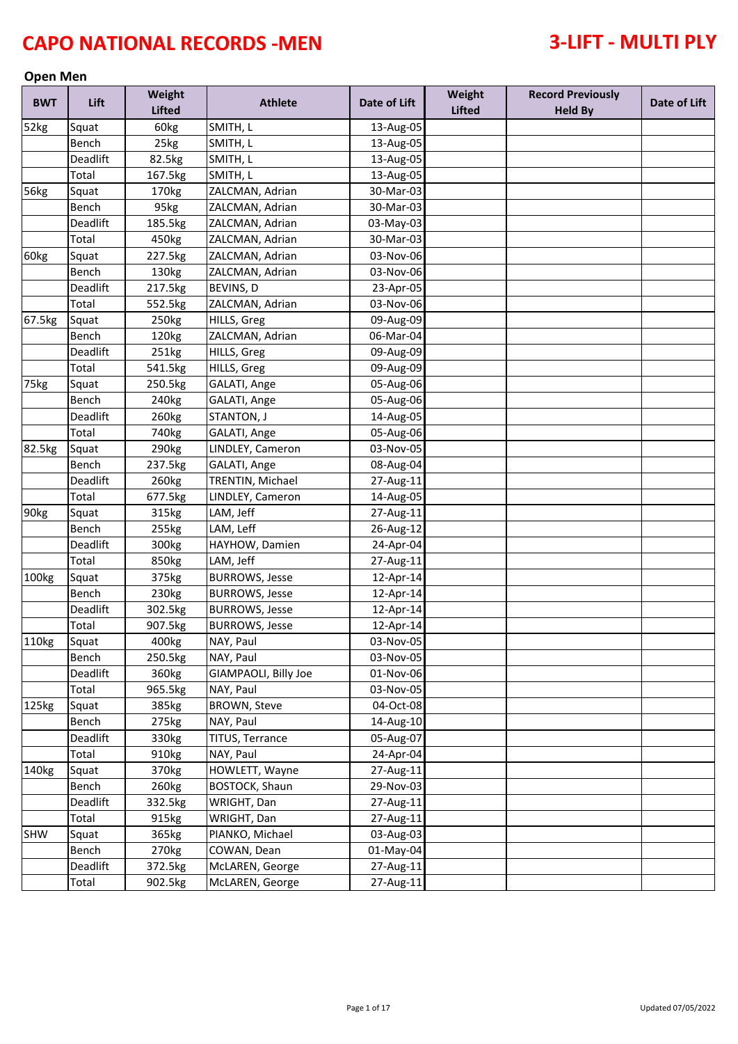# CAPO NATIONAL RECORDS -MEN

# 3-LIFT - MULTI PLY

## Open Men

| BWT | Lift | Weight Lifted | Athlete | Date of Lift | Weight Lifted | Record Previously Held By | Date of Lift |
|---|---|---|---|---|---|---|---|
| 52kg | Squat | 60kg | SMITH, L | 13-Aug-05 | | | |
| | Bench | 25kg | SMITH, L | 13-Aug-05 | | | |
| | Deadlift | 82.5kg | SMITH, L | 13-Aug-05 | | | |
| | Total | 167.5kg | SMITH, L | 13-Aug-05 | | | |
| 56kg | Squat | 170kg | ZALCMAN, Adrian | 30-Mar-03 | | | |
| | Bench | 95kg | ZALCMAN, Adrian | 30-Mar-03 | | | |
| | Deadlift | 185.5kg | ZALCMAN, Adrian | 03-May-03 | | | |
| | Total | 450kg | ZALCMAN, Adrian | 30-Mar-03 | | | |
| 60kg | Squat | 227.5kg | ZALCMAN, Adrian | 03-Nov-06 | | | |
| | Bench | 130kg | ZALCMAN, Adrian | 03-Nov-06 | | | |
| | Deadlift | 217.5kg | BEVINS, D | 23-Apr-05 | | | |
| | Total | 552.5kg | ZALCMAN, Adrian | 03-Nov-06 | | | |
| 67.5kg | Squat | 250kg | HILLS, Greg | 09-Aug-09 | | | |
| | Bench | 120kg | ZALCMAN, Adrian | 06-Mar-04 | | | |
| | Deadlift | 251kg | HILLS, Greg | 09-Aug-09 | | | |
| | Total | 541.5kg | HILLS, Greg | 09-Aug-09 | | | |
| 75kg | Squat | 250.5kg | GALATI, Ange | 05-Aug-06 | | | |
| | Bench | 240kg | GALATI, Ange | 05-Aug-06 | | | |
| | Deadlift | 260kg | STANTON, J | 14-Aug-05 | | | |
| | Total | 740kg | GALATI, Ange | 05-Aug-06 | | | |
| 82.5kg | Squat | 290kg | LINDLEY, Cameron | 03-Nov-05 | | | |
| | Bench | 237.5kg | GALATI, Ange | 08-Aug-04 | | | |
| | Deadlift | 260kg | TRENTIN, Michael | 27-Aug-11 | | | |
| | Total | 677.5kg | LINDLEY, Cameron | 14-Aug-05 | | | |
| 90kg | Squat | 315kg | LAM, Jeff | 27-Aug-11 | | | |
| | Bench | 255kg | LAM, Leff | 26-Aug-12 | | | |
| | Deadlift | 300kg | HAYHOW, Damien | 24-Apr-04 | | | |
| | Total | 850kg | LAM, Jeff | 27-Aug-11 | | | |
| 100kg | Squat | 375kg | BURROWS, Jesse | 12-Apr-14 | | | |
| | Bench | 230kg | BURROWS, Jesse | 12-Apr-14 | | | |
| | Deadlift | 302.5kg | BURROWS, Jesse | 12-Apr-14 | | | |
| | Total | 907.5kg | BURROWS, Jesse | 12-Apr-14 | | | |
| 110kg | Squat | 400kg | NAY, Paul | 03-Nov-05 | | | |
| | Bench | 250.5kg | NAY, Paul | 03-Nov-05 | | | |
| | Deadlift | 360kg | GIAMPAOLI, Billy Joe | 01-Nov-06 | | | |
| | Total | 965.5kg | NAY, Paul | 03-Nov-05 | | | |
| 125kg | Squat | 385kg | BROWN, Steve | 04-Oct-08 | | | |
| | Bench | 275kg | NAY, Paul | 14-Aug-10 | | | |
| | Deadlift | 330kg | TITUS, Terrance | 05-Aug-07 | | | |
| | Total | 910kg | NAY, Paul | 24-Apr-04 | | | |
| 140kg | Squat | 370kg | HOWLETT, Wayne | 27-Aug-11 | | | |
| | Bench | 260kg | BOSTOCK, Shaun | 29-Nov-03 | | | |
| | Deadlift | 332.5kg | WRIGHT, Dan | 27-Aug-11 | | | |
| | Total | 915kg | WRIGHT, Dan | 27-Aug-11 | | | |
| SHW | Squat | 365kg | PIANKO, Michael | 03-Aug-03 | | | |
| | Bench | 270kg | COWAN, Dean | 01-May-04 | | | |
| | Deadlift | 372.5kg | McLAREN, George | 27-Aug-11 | | | |
| | Total | 902.5kg | McLAREN, George | 27-Aug-11 | | | |

Updated 07/05/2022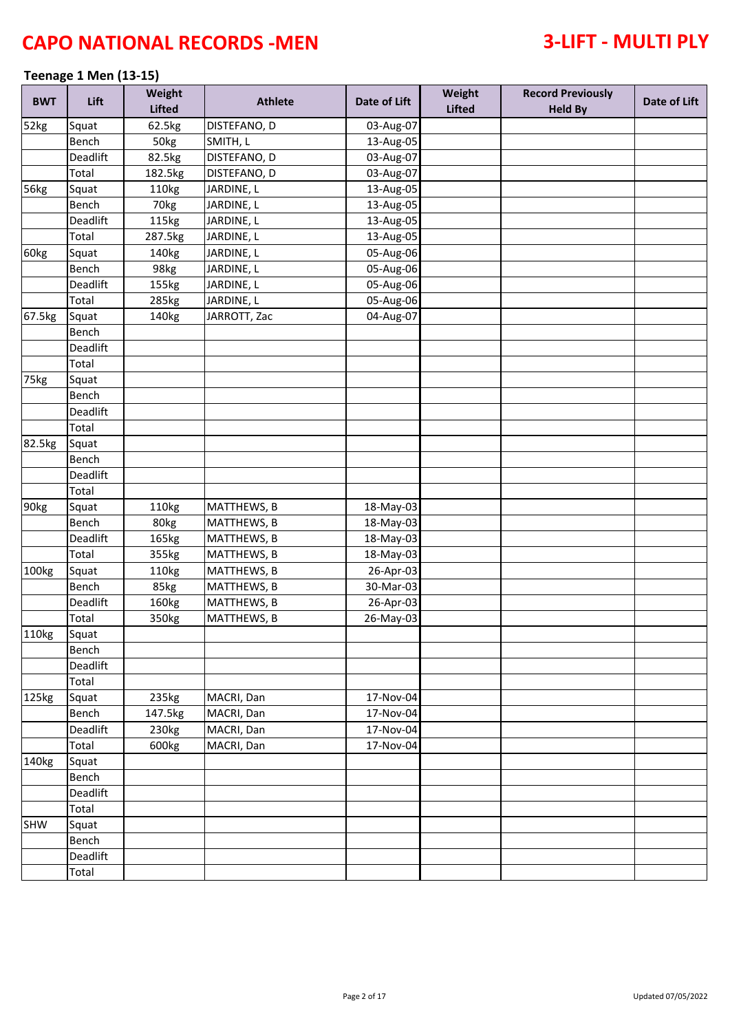# CAPO NATIONAL RECORDS -MEN

# 3-LIFT - MULTI PLY

### Teenage 1 Men (13-15)

| BWT | Lift | Weight Lifted | Athlete | Date of Lift | Weight Lifted | Record Previously Held By | Date of Lift |
|---|---|---|---|---|---|---|---|
| 52kg | Squat | 62.5kg | DISTEFANO, D | 03-Aug-07 | | | |
| | Bench | 50kg | SMITH, L | 13-Aug-05 | | | |
| | Deadlift | 82.5kg | DISTEFANO, D | 03-Aug-07 | | | |
| | Total | 182.5kg | DISTEFANO, D | 03-Aug-07 | | | |
| 56kg | Squat | 110kg | JARDINE, L | 13-Aug-05 | | | |
| | Bench | 70kg | JARDINE, L | 13-Aug-05 | | | |
| | Deadlift | 115kg | JARDINE, L | 13-Aug-05 | | | |
| | Total | 287.5kg | JARDINE, L | 13-Aug-05 | | | |
| 60kg | Squat | 140kg | JARDINE, L | 05-Aug-06 | | | |
| | Bench | 98kg | JARDINE, L | 05-Aug-06 | | | |
| | Deadlift | 155kg | JARDINE, L | 05-Aug-06 | | | |
| | Total | 285kg | JARDINE, L | 05-Aug-06 | | | |
| 67.5kg | Squat | 140kg | JARROTT, Zac | 04-Aug-07 | | | |
| | Bench | | | | | | |
| | Deadlift | | | | | | |
| | Total | | | | | | |
| 75kg | Squat | | | | | | |
| | Bench | | | | | | |
| | Deadlift | | | | | | |
| | Total | | | | | | |
| 82.5kg | Squat | | | | | | |
| | Bench | | | | | | |
| | Deadlift | | | | | | |
| | Total | | | | | | |
| 90kg | Squat | 110kg | MATTHEWS, B | 18-May-03 | | | |
| | Bench | 80kg | MATTHEWS, B | 18-May-03 | | | |
| | Deadlift | 165kg | MATTHEWS, B | 18-May-03 | | | |
| | Total | 355kg | MATTHEWS, B | 18-May-03 | | | |
| 100kg | Squat | 110kg | MATTHEWS, B | 26-Apr-03 | | | |
| | Bench | 85kg | MATTHEWS, B | 30-Mar-03 | | | |
| | Deadlift | 160kg | MATTHEWS, B | 26-Apr-03 | | | |
| | Total | 350kg | MATTHEWS, B | 26-May-03 | | | |
| 110kg | Squat | | | | | | |
| | Bench | | | | | | |
| | Deadlift | | | | | | |
| | Total | | | | | | |
| 125kg | Squat | 235kg | MACRI, Dan | 17-Nov-04 | | | |
| | Bench | 147.5kg | MACRI, Dan | 17-Nov-04 | | | |
| | Deadlift | 230kg | MACRI, Dan | 17-Nov-04 | | | |
| | Total | 600kg | MACRI, Dan | 17-Nov-04 | | | |
| 140kg | Squat | | | | | | |
| | Bench | | | | | | |
| | Deadlift | | | | | | |
| | Total | | | | | | |
| SHW | Squat | | | | | | |
| | Bench | | | | | | |
| | Deadlift | | | | | | |
| | Total | | | | | | |

Updated 07/05/2022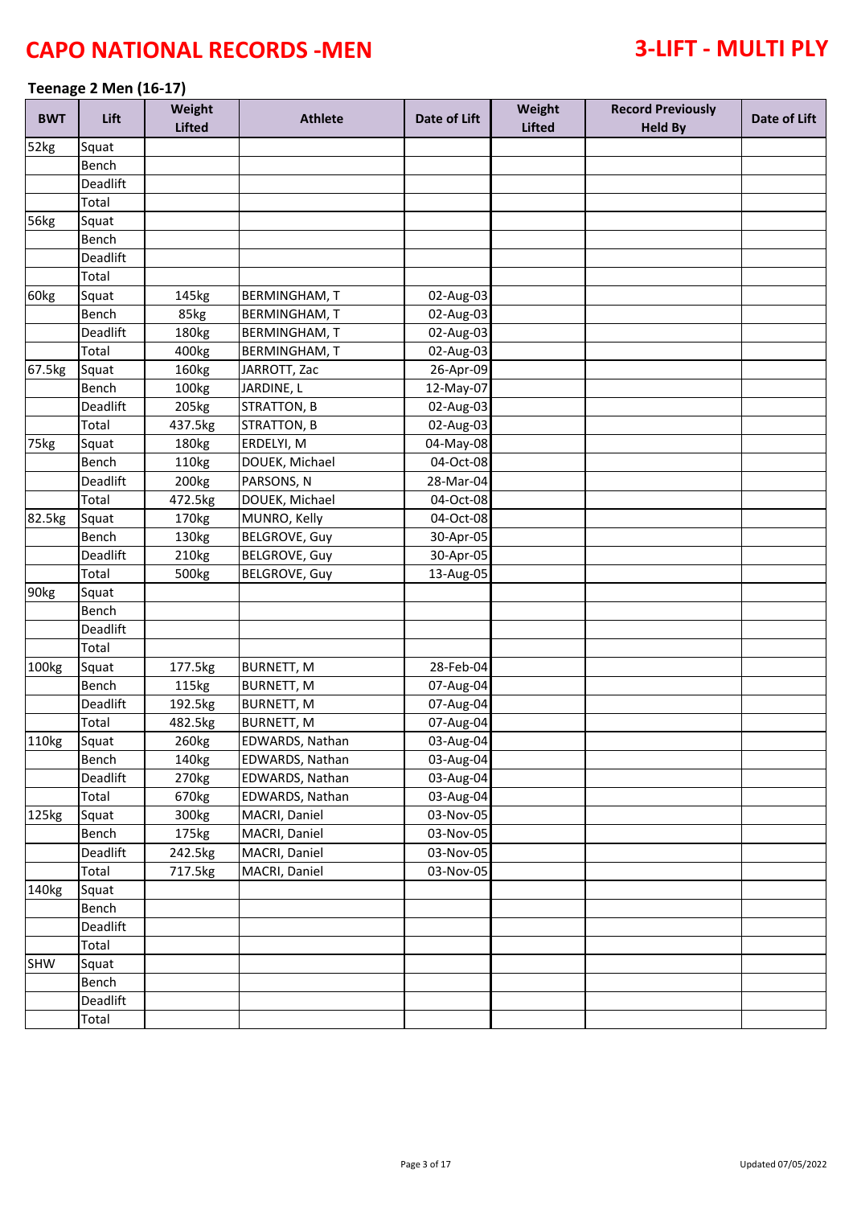# CAPO NATIONAL RECORDS -MEN

# 3-LIFT - MULTI PLY

### Teenage 2 Men (16-17)

| BWT | Lift | Weight Lifted | Athlete | Date of Lift | Weight Lifted | Record Previously Held By | Date of Lift |
|---|---|---|---|---|---|---|---|
| 52kg | Squat | | | | | | |
| | Bench | | | | | | |
| | Deadlift | | | | | | |
| | Total | | | | | | |
| 56kg | Squat | | | | | | |
| | Bench | | | | | | |
| | Deadlift | | | | | | |
| | Total | | | | | | |
| 60kg | Squat | 145kg | BERMINGHAM, T | 02-Aug-03 | | | |
| | Bench | 85kg | BERMINGHAM, T | 02-Aug-03 | | | |
| | Deadlift | 180kg | BERMINGHAM, T | 02-Aug-03 | | | |
| | Total | 400kg | BERMINGHAM, T | 02-Aug-03 | | | |
| 67.5kg | Squat | 160kg | JARROTT, Zac | 26-Apr-09 | | | |
| | Bench | 100kg | JARDINE, L | 12-May-07 | | | |
| | Deadlift | 205kg | STRATTON, B | 02-Aug-03 | | | |
| | Total | 437.5kg | STRATTON, B | 02-Aug-03 | | | |
| 75kg | Squat | 180kg | ERDELYI, M | 04-May-08 | | | |
| | Bench | 110kg | DOUEK, Michael | 04-Oct-08 | | | |
| | Deadlift | 200kg | PARSONS, N | 28-Mar-04 | | | |
| | Total | 472.5kg | DOUEK, Michael | 04-Oct-08 | | | |
| 82.5kg | Squat | 170kg | MUNRO, Kelly | 04-Oct-08 | | | |
| | Bench | 130kg | BELGROVE, Guy | 30-Apr-05 | | | |
| | Deadlift | 210kg | BELGROVE, Guy | 30-Apr-05 | | | |
| | Total | 500kg | BELGROVE, Guy | 13-Aug-05 | | | |
| 90kg | Squat | | | | | | |
| | Bench | | | | | | |
| | Deadlift | | | | | | |
| | Total | | | | | | |
| 100kg | Squat | 177.5kg | BURNETT, M | 28-Feb-04 | | | |
| | Bench | 115kg | BURNETT, M | 07-Aug-04 | | | |
| | Deadlift | 192.5kg | BURNETT, M | 07-Aug-04 | | | |
| | Total | 482.5kg | BURNETT, M | 07-Aug-04 | | | |
| 110kg | Squat | 260kg | EDWARDS, Nathan | 03-Aug-04 | | | |
| | Bench | 140kg | EDWARDS, Nathan | 03-Aug-04 | | | |
| | Deadlift | 270kg | EDWARDS, Nathan | 03-Aug-04 | | | |
| | Total | 670kg | EDWARDS, Nathan | 03-Aug-04 | | | |
| 125kg | Squat | 300kg | MACRI, Daniel | 03-Nov-05 | | | |
| | Bench | 175kg | MACRI, Daniel | 03-Nov-05 | | | |
| | Deadlift | 242.5kg | MACRI, Daniel | 03-Nov-05 | | | |
| | Total | 717.5kg | MACRI, Daniel | 03-Nov-05 | | | |
| 140kg | Squat | | | | | | |
| | Bench | | | | | | |
| | Deadlift | | | | | | |
| | Total | | | | | | |
| SHW | Squat | | | | | | |
| | Bench | | | | | | |
| | Deadlift | | | | | | |
| | Total | | | | | | |

Updated 07/05/2022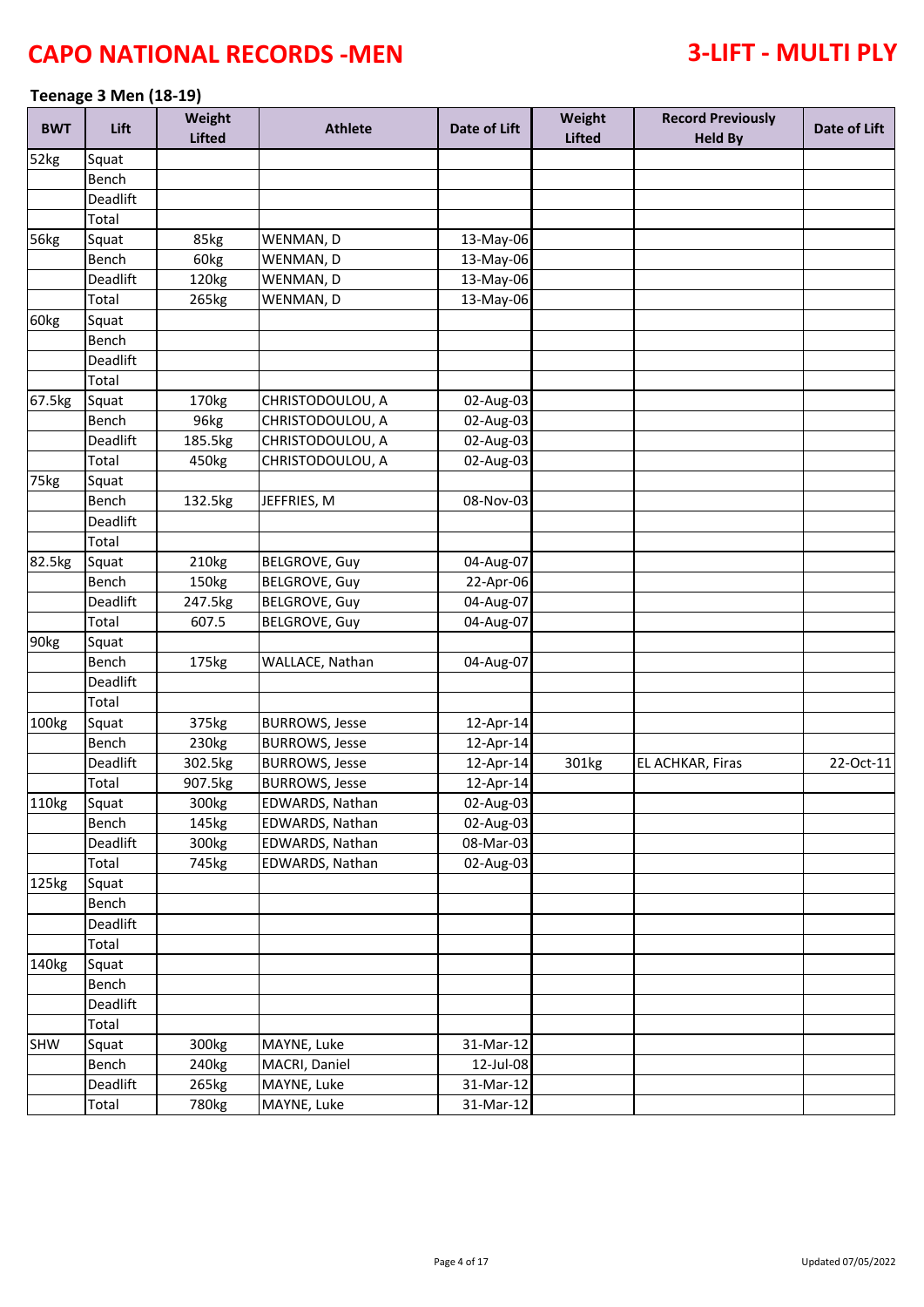# CAPO NATIONAL RECORDS -MEN

# 3-LIFT - MULTI PLY

### Teenage 3 Men (18-19)

| BWT | Lift | Weight Lifted | Athlete | Date of Lift | Weight Lifted | Record Previously Held By | Date of Lift |
|---|---|---|---|---|---|---|---|
| 52kg | Squat | | | | | | |
| | Bench | | | | | | |
| | Deadlift | | | | | | |
| | Total | | | | | | |
| 56kg | Squat | 85kg | WENMAN, D | 13-May-06 | | | |
| | Bench | 60kg | WENMAN, D | 13-May-06 | | | |
| | Deadlift | 120kg | WENMAN, D | 13-May-06 | | | |
| | Total | 265kg | WENMAN, D | 13-May-06 | | | |
| 60kg | Squat | | | | | | |
| | Bench | | | | | | |
| | Deadlift | | | | | | |
| | Total | | | | | | |
| 67.5kg | Squat | 170kg | CHRISTODOULOU, A | 02-Aug-03 | | | |
| | Bench | 96kg | CHRISTODOULOU, A | 02-Aug-03 | | | |
| | Deadlift | 185.5kg | CHRISTODOULOU, A | 02-Aug-03 | | | |
| | Total | 450kg | CHRISTODOULOU, A | 02-Aug-03 | | | |
| 75kg | Squat | | | | | | |
| | Bench | 132.5kg | JEFFRIES, M | 08-Nov-03 | | | |
| | Deadlift | | | | | | |
| | Total | | | | | | |
| 82.5kg | Squat | 210kg | BELGROVE, Guy | 04-Aug-07 | | | |
| | Bench | 150kg | BELGROVE, Guy | 22-Apr-06 | | | |
| | Deadlift | 247.5kg | BELGROVE, Guy | 04-Aug-07 | | | |
| | Total | 607.5 | BELGROVE, Guy | 04-Aug-07 | | | |
| 90kg | Squat | | | | | | |
| | Bench | 175kg | WALLACE, Nathan | 04-Aug-07 | | | |
| | Deadlift | | | | | | |
| | Total | | | | | | |
| 100kg | Squat | 375kg | BURROWS, Jesse | 12-Apr-14 | | | |
| | Bench | 230kg | BURROWS, Jesse | 12-Apr-14 | | | |
| | Deadlift | 302.5kg | BURROWS, Jesse | 12-Apr-14 | 301kg | EL ACHKAR, Firas | 22-Oct-11 |
| | Total | 907.5kg | BURROWS, Jesse | 12-Apr-14 | | | |
| 110kg | Squat | 300kg | EDWARDS, Nathan | 02-Aug-03 | | | |
| | Bench | 145kg | EDWARDS, Nathan | 02-Aug-03 | | | |
| | Deadlift | 300kg | EDWARDS, Nathan | 08-Mar-03 | | | |
| | Total | 745kg | EDWARDS, Nathan | 02-Aug-03 | | | |
| 125kg | Squat | | | | | | |
| | Bench | | | | | | |
| | Deadlift | | | | | | |
| | Total | | | | | | |
| 140kg | Squat | | | | | | |
| | Bench | | | | | | |
| | Deadlift | | | | | | |
| | Total | | | | | | |
| SHW | Squat | 300kg | MAYNE, Luke | 31-Mar-12 | | | |
| | Bench | 240kg | MACRI, Daniel | 12-Jul-08 | | | |
| | Deadlift | 265kg | MAYNE, Luke | 31-Mar-12 | | | |
| | Total | 780kg | MAYNE, Luke | 31-Mar-12 | | | |

Updated 07/05/2022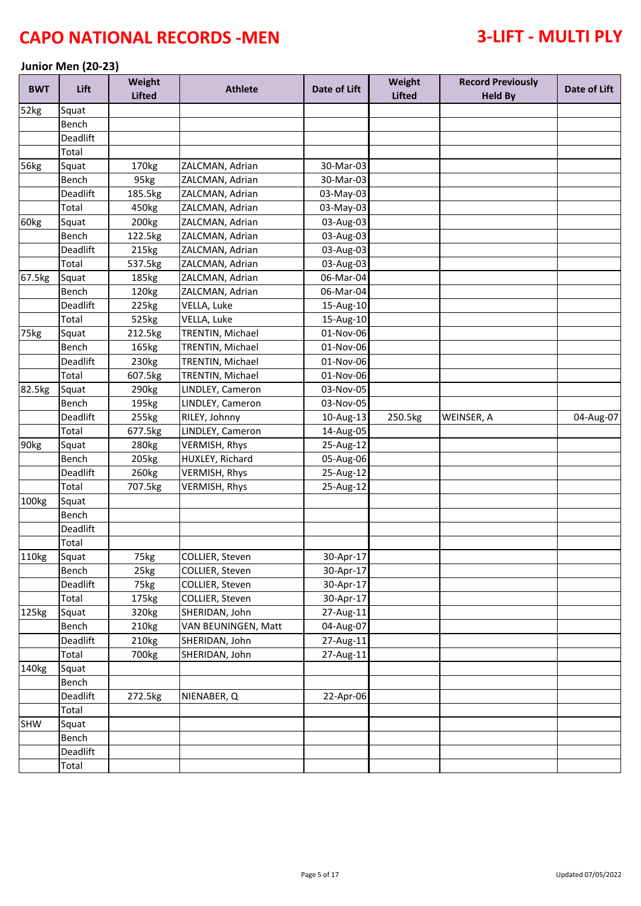# CAPO NATIONAL RECORDS -MEN

# 3-LIFT - MULTI PLY

### Junior Men (20-23)

| BWT | Lift | Weight Lifted | Athlete | Date of Lift | Weight Lifted | Record Previously Held By | Date of Lift |
|---|---|---|---|---|---|---|---|
| 52kg | Squat | | | | | | |
| | Bench | | | | | | |
| | Deadlift | | | | | | |
| | Total | | | | | | |
| 56kg | Squat | 170kg | ZALCMAN, Adrian | 30-Mar-03 | | | |
| | Bench | 95kg | ZALCMAN, Adrian | 30-Mar-03 | | | |
| | Deadlift | 185.5kg | ZALCMAN, Adrian | 03-May-03 | | | |
| | Total | 450kg | ZALCMAN, Adrian | 03-May-03 | | | |
| 60kg | Squat | 200kg | ZALCMAN, Adrian | 03-Aug-03 | | | |
| | Bench | 122.5kg | ZALCMAN, Adrian | 03-Aug-03 | | | |
| | Deadlift | 215kg | ZALCMAN, Adrian | 03-Aug-03 | | | |
| | Total | 537.5kg | ZALCMAN, Adrian | 03-Aug-03 | | | |
| 67.5kg | Squat | 185kg | ZALCMAN, Adrian | 06-Mar-04 | | | |
| | Bench | 120kg | ZALCMAN, Adrian | 06-Mar-04 | | | |
| | Deadlift | 225kg | VELLA, Luke | 15-Aug-10 | | | |
| | Total | 525kg | VELLA, Luke | 15-Aug-10 | | | |
| 75kg | Squat | 212.5kg | TRENTIN, Michael | 01-Nov-06 | | | |
| | Bench | 165kg | TRENTIN, Michael | 01-Nov-06 | | | |
| | Deadlift | 230kg | TRENTIN, Michael | 01-Nov-06 | | | |
| | Total | 607.5kg | TRENTIN, Michael | 01-Nov-06 | | | |
| 82.5kg | Squat | 290kg | LINDLEY, Cameron | 03-Nov-05 | | | |
| | Bench | 195kg | LINDLEY, Cameron | 03-Nov-05 | | | |
| | Deadlift | 255kg | RILEY, Johnny | 10-Aug-13 | 250.5kg | WEINSER, A | 04-Aug-07 |
| | Total | 677.5kg | LINDLEY, Cameron | 14-Aug-05 | | | |
| 90kg | Squat | 280kg | VERMISH, Rhys | 25-Aug-12 | | | |
| | Bench | 205kg | HUXLEY, Richard | 05-Aug-06 | | | |
| | Deadlift | 260kg | VERMISH, Rhys | 25-Aug-12 | | | |
| | Total | 707.5kg | VERMISH, Rhys | 25-Aug-12 | | | |
| 100kg | Squat | | | | | | |
| | Bench | | | | | | |
| | Deadlift | | | | | | |
| | Total | | | | | | |
| 110kg | Squat | 75kg | COLLIER, Steven | 30-Apr-17 | | | |
| | Bench | 25kg | COLLIER, Steven | 30-Apr-17 | | | |
| | Deadlift | 75kg | COLLIER, Steven | 30-Apr-17 | | | |
| | Total | 175kg | COLLIER, Steven | 30-Apr-17 | | | |
| 125kg | Squat | 320kg | SHERIDAN, John | 27-Aug-11 | | | |
| | Bench | 210kg | VAN BEUNINGEN, Matt | 04-Aug-07 | | | |
| | Deadlift | 210kg | SHERIDAN, John | 27-Aug-11 | | | |
| | Total | 700kg | SHERIDAN, John | 27-Aug-11 | | | |
| 140kg | Squat | | | | | | |
| | Bench | | | | | | |
| | Deadlift | 272.5kg | NIENABER, Q | 22-Apr-06 | | | |
| | Total | | | | | | |
| SHW | Squat | | | | | | |
| | Bench | | | | | | |
| | Deadlift | | | | | | |
| | Total | | | | | | |

Updated 07/05/2022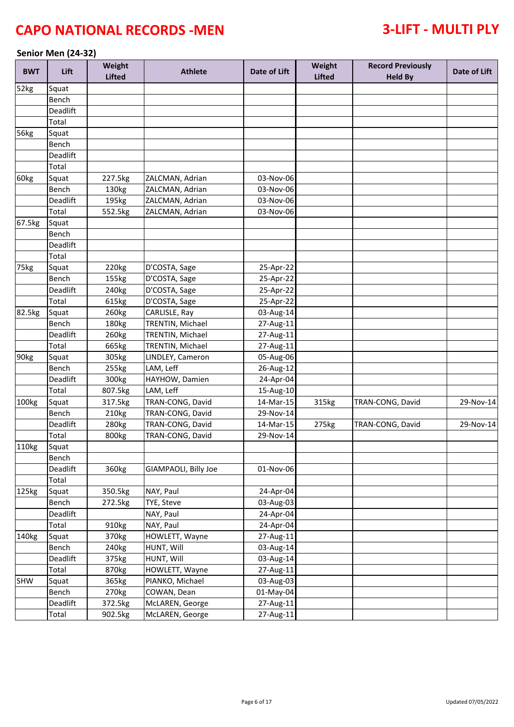# CAPO NATIONAL RECORDS -MEN

# 3-LIFT - MULTI PLY

## Senior Men (24-32)

| BWT | Lift | Weight Lifted | Athlete | Date of Lift | Weight Lifted | Record Previously Held By | Date of Lift |
|---|---|---|---|---|---|---|---|
| 52kg | Squat | | | | | | |
| | Bench | | | | | | |
| | Deadlift | | | | | | |
| | Total | | | | | | |
| 56kg | Squat | | | | | | |
| | Bench | | | | | | |
| | Deadlift | | | | | | |
| | Total | | | | | | |
| 60kg | Squat | 227.5kg | ZALCMAN, Adrian | 03-Nov-06 | | | |
| | Bench | 130kg | ZALCMAN, Adrian | 03-Nov-06 | | | |
| | Deadlift | 195kg | ZALCMAN, Adrian | 03-Nov-06 | | | |
| | Total | 552.5kg | ZALCMAN, Adrian | 03-Nov-06 | | | |
| 67.5kg | Squat | | | | | | |
| | Bench | | | | | | |
| | Deadlift | | | | | | |
| | Total | | | | | | |
| 75kg | Squat | 220kg | D'COSTA, Sage | 25-Apr-22 | | | |
| | Bench | 155kg | D'COSTA, Sage | 25-Apr-22 | | | |
| | Deadlift | 240kg | D'COSTA, Sage | 25-Apr-22 | | | |
| | Total | 615kg | D'COSTA, Sage | 25-Apr-22 | | | |
| 82.5kg | Squat | 260kg | CARLISLE, Ray | 03-Aug-14 | | | |
| | Bench | 180kg | TRENTIN, Michael | 27-Aug-11 | | | |
| | Deadlift | 260kg | TRENTIN, Michael | 27-Aug-11 | | | |
| | Total | 665kg | TRENTIN, Michael | 27-Aug-11 | | | |
| 90kg | Squat | 305kg | LINDLEY, Cameron | 05-Aug-06 | | | |
| | Bench | 255kg | LAM, Leff | 26-Aug-12 | | | |
| | Deadlift | 300kg | HAYHOW, Damien | 24-Apr-04 | | | |
| | Total | 807.5kg | LAM, Leff | 15-Aug-10 | | | |
| 100kg | Squat | 317.5kg | TRAN-CONG, David | 14-Mar-15 | 315kg | TRAN-CONG, David | 29-Nov-14 |
| | Bench | 210kg | TRAN-CONG, David | 29-Nov-14 | | | |
| | Deadlift | 280kg | TRAN-CONG, David | 14-Mar-15 | 275kg | TRAN-CONG, David | 29-Nov-14 |
| | Total | 800kg | TRAN-CONG, David | 29-Nov-14 | | | |
| 110kg | Squat | | | | | | |
| | Bench | | | | | | |
| | Deadlift | 360kg | GIAMPAOLI, Billy Joe | 01-Nov-06 | | | |
| | Total | | | | | | |
| 125kg | Squat | 350.5kg | NAY, Paul | 24-Apr-04 | | | |
| | Bench | 272.5kg | TYE, Steve | 03-Aug-03 | | | |
| | Deadlift | | NAY, Paul | 24-Apr-04 | | | |
| | Total | 910kg | NAY, Paul | 24-Apr-04 | | | |
| 140kg | Squat | 370kg | HOWLETT, Wayne | 27-Aug-11 | | | |
| | Bench | 240kg | HUNT, Will | 03-Aug-14 | | | |
| | Deadlift | 375kg | HUNT, Will | 03-Aug-14 | | | |
| | Total | 870kg | HOWLETT, Wayne | 27-Aug-11 | | | |
| SHW | Squat | 365kg | PIANKO, Michael | 03-Aug-03 | | | |
| | Bench | 270kg | COWAN, Dean | 01-May-04 | | | |
| | Deadlift | 372.5kg | McLAREN, George | 27-Aug-11 | | | |
| | Total | 902.5kg | McLAREN, George | 27-Aug-11 | | | |

Updated 07/05/2022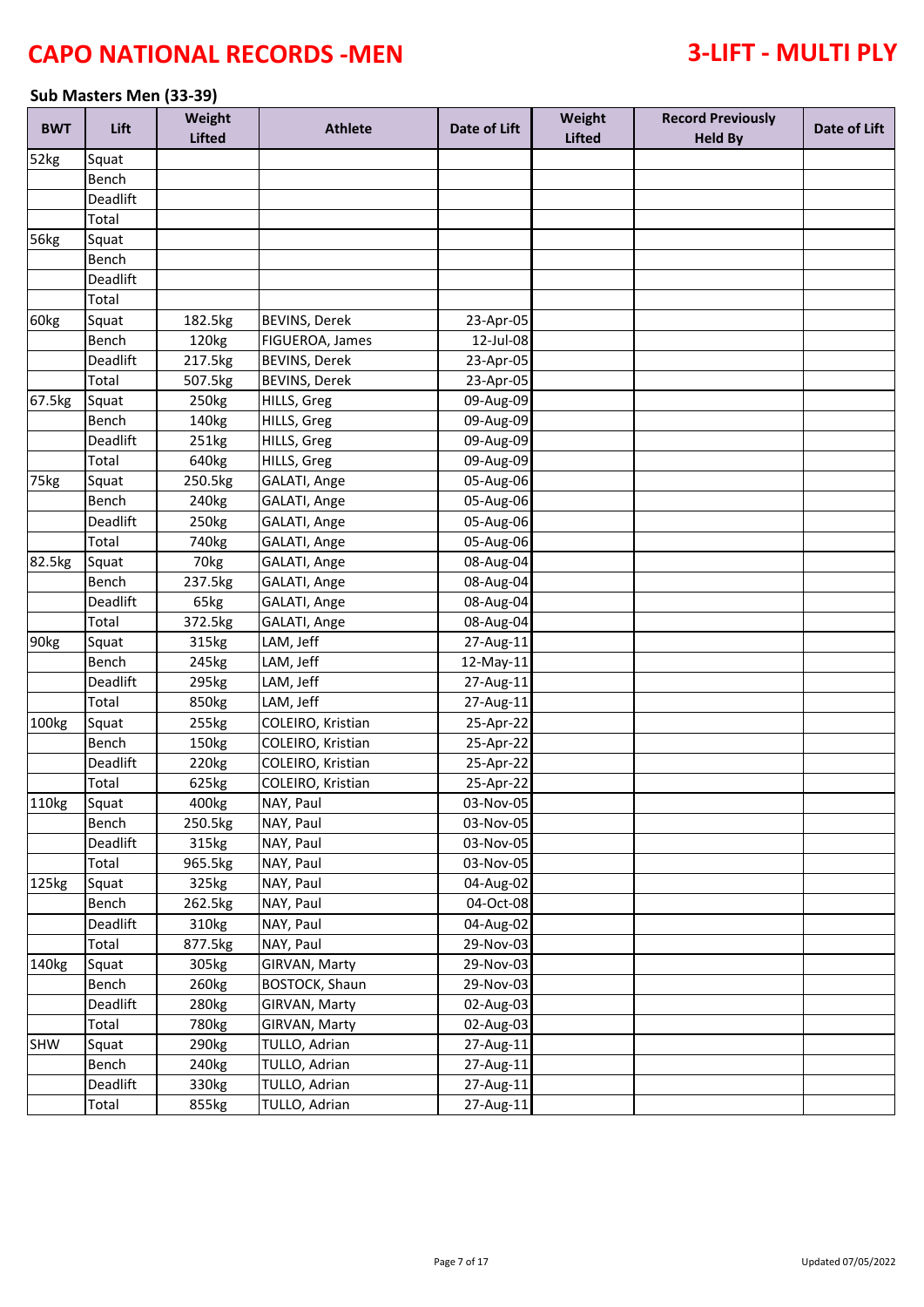# CAPO NATIONAL RECORDS -MEN

# 3-LIFT - MULTI PLY

### Sub Masters Men (33-39)

| BWT | Lift | Weight Lifted | Athlete | Date of Lift | Weight Lifted | Record Previously Held By | Date of Lift |
|---|---|---|---|---|---|---|---|
| 52kg | Squat | | | | | | |
| | Bench | | | | | | |
| | Deadlift | | | | | | |
| | Total | | | | | | |
| 56kg | Squat | | | | | | |
| | Bench | | | | | | |
| | Deadlift | | | | | | |
| | Total | | | | | | |
| 60kg | Squat | 182.5kg | BEVINS, Derek | 23-Apr-05 | | | |
| | Bench | 120kg | FIGUEROA, James | 12-Jul-08 | | | |
| | Deadlift | 217.5kg | BEVINS, Derek | 23-Apr-05 | | | |
| | Total | 507.5kg | BEVINS, Derek | 23-Apr-05 | | | |
| 67.5kg | Squat | 250kg | HILLS, Greg | 09-Aug-09 | | | |
| | Bench | 140kg | HILLS, Greg | 09-Aug-09 | | | |
| | Deadlift | 251kg | HILLS, Greg | 09-Aug-09 | | | |
| | Total | 640kg | HILLS, Greg | 09-Aug-09 | | | |
| 75kg | Squat | 250.5kg | GALATI, Ange | 05-Aug-06 | | | |
| | Bench | 240kg | GALATI, Ange | 05-Aug-06 | | | |
| | Deadlift | 250kg | GALATI, Ange | 05-Aug-06 | | | |
| | Total | 740kg | GALATI, Ange | 05-Aug-06 | | | |
| 82.5kg | Squat | 70kg | GALATI, Ange | 08-Aug-04 | | | |
| | Bench | 237.5kg | GALATI, Ange | 08-Aug-04 | | | |
| | Deadlift | 65kg | GALATI, Ange | 08-Aug-04 | | | |
| | Total | 372.5kg | GALATI, Ange | 08-Aug-04 | | | |
| 90kg | Squat | 315kg | LAM, Jeff | 27-Aug-11 | | | |
| | Bench | 245kg | LAM, Jeff | 12-May-11 | | | |
| | Deadlift | 295kg | LAM, Jeff | 27-Aug-11 | | | |
| | Total | 850kg | LAM, Jeff | 27-Aug-11 | | | |
| 100kg | Squat | 255kg | COLEIRO, Kristian | 25-Apr-22 | | | |
| | Bench | 150kg | COLEIRO, Kristian | 25-Apr-22 | | | |
| | Deadlift | 220kg | COLEIRO, Kristian | 25-Apr-22 | | | |
| | Total | 625kg | COLEIRO, Kristian | 25-Apr-22 | | | |
| 110kg | Squat | 400kg | NAY, Paul | 03-Nov-05 | | | |
| | Bench | 250.5kg | NAY, Paul | 03-Nov-05 | | | |
| | Deadlift | 315kg | NAY, Paul | 03-Nov-05 | | | |
| | Total | 965.5kg | NAY, Paul | 03-Nov-05 | | | |
| 125kg | Squat | 325kg | NAY, Paul | 04-Aug-02 | | | |
| | Bench | 262.5kg | NAY, Paul | 04-Oct-08 | | | |
| | Deadlift | 310kg | NAY, Paul | 04-Aug-02 | | | |
| | Total | 877.5kg | NAY, Paul | 29-Nov-03 | | | |
| 140kg | Squat | 305kg | GIRVAN, Marty | 29-Nov-03 | | | |
| | Bench | 260kg | BOSTOCK, Shaun | 29-Nov-03 | | | |
| | Deadlift | 280kg | GIRVAN, Marty | 02-Aug-03 | | | |
| | Total | 780kg | GIRVAN, Marty | 02-Aug-03 | | | |
| SHW | Squat | 290kg | TULLO, Adrian | 27-Aug-11 | | | |
| | Bench | 240kg | TULLO, Adrian | 27-Aug-11 | | | |
| | Deadlift | 330kg | TULLO, Adrian | 27-Aug-11 | | | |
| | Total | 855kg | TULLO, Adrian | 27-Aug-11 | | | |

Updated 07/05/2022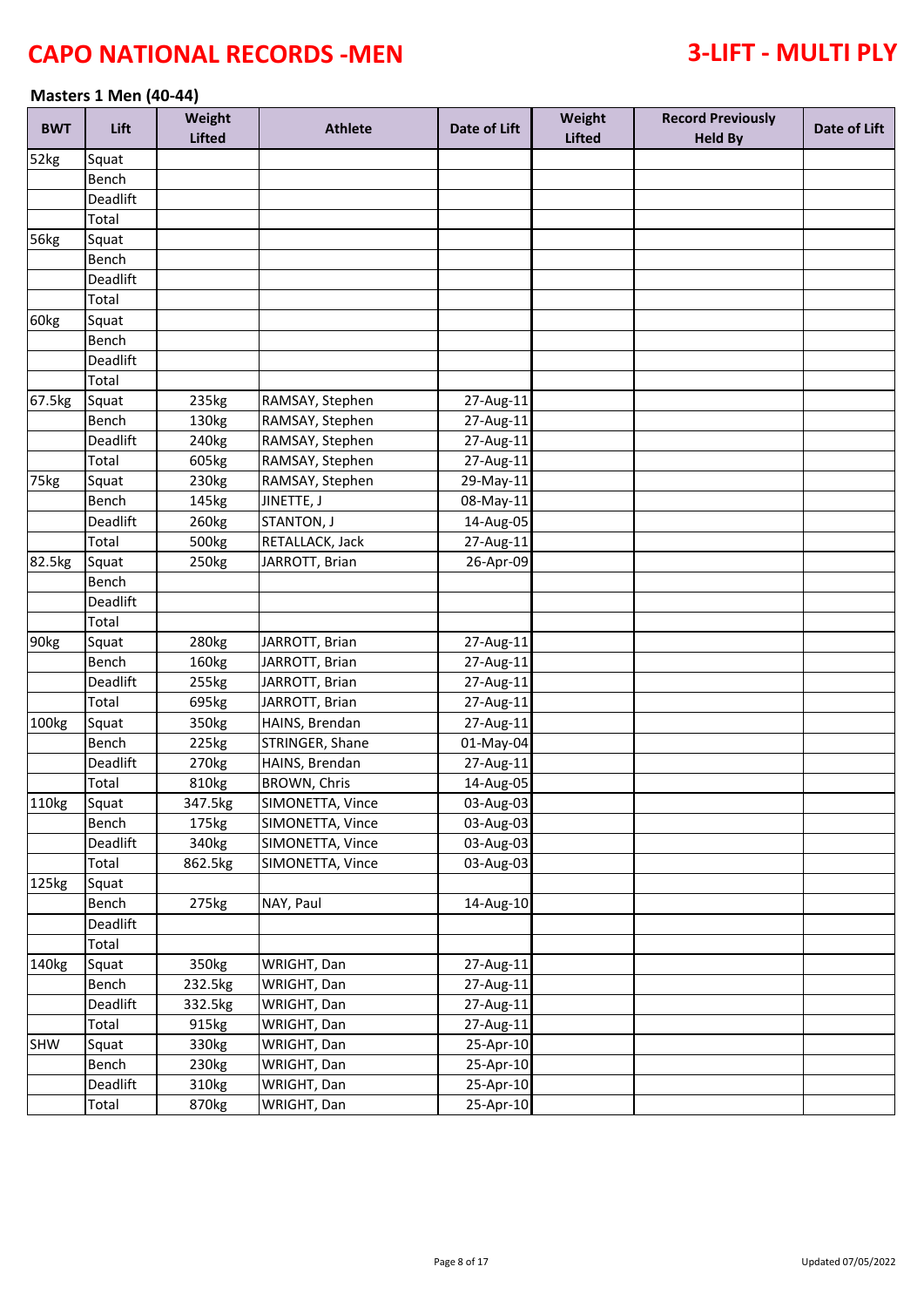# CAPO NATIONAL RECORDS -MEN

# 3-LIFT - MULTI PLY

### Masters 1 Men (40-44)

| BWT | Lift | Weight Lifted | Athlete | Date of Lift | Weight Lifted | Record Previously Held By | Date of Lift |
|---|---|---|---|---|---|---|---|
| 52kg | Squat | | | | | | |
| | Bench | | | | | | |
| | Deadlift | | | | | | |
| | Total | | | | | | |
| 56kg | Squat | | | | | | |
| | Bench | | | | | | |
| | Deadlift | | | | | | |
| | Total | | | | | | |
| 60kg | Squat | | | | | | |
| | Bench | | | | | | |
| | Deadlift | | | | | | |
| | Total | | | | | | |
| 67.5kg | Squat | 235kg | RAMSAY, Stephen | 27-Aug-11 | | | |
| | Bench | 130kg | RAMSAY, Stephen | 27-Aug-11 | | | |
| | Deadlift | 240kg | RAMSAY, Stephen | 27-Aug-11 | | | |
| | Total | 605kg | RAMSAY, Stephen | 27-Aug-11 | | | |
| 75kg | Squat | 230kg | RAMSAY, Stephen | 29-May-11 | | | |
| | Bench | 145kg | JINETTE, J | 08-May-11 | | | |
| | Deadlift | 260kg | STANTON, J | 14-Aug-05 | | | |
| | Total | 500kg | RETALLACK, Jack | 27-Aug-11 | | | |
| 82.5kg | Squat | 250kg | JARROTT, Brian | 26-Apr-09 | | | |
| | Bench | | | | | | |
| | Deadlift | | | | | | |
| | Total | | | | | | |
| 90kg | Squat | 280kg | JARROTT, Brian | 27-Aug-11 | | | |
| | Bench | 160kg | JARROTT, Brian | 27-Aug-11 | | | |
| | Deadlift | 255kg | JARROTT, Brian | 27-Aug-11 | | | |
| | Total | 695kg | JARROTT, Brian | 27-Aug-11 | | | |
| 100kg | Squat | 350kg | HAINS, Brendan | 27-Aug-11 | | | |
| | Bench | 225kg | STRINGER, Shane | 01-May-04 | | | |
| | Deadlift | 270kg | HAINS, Brendan | 27-Aug-11 | | | |
| | Total | 810kg | BROWN, Chris | 14-Aug-05 | | | |
| 110kg | Squat | 347.5kg | SIMONETTA, Vince | 03-Aug-03 | | | |
| | Bench | 175kg | SIMONETTA, Vince | 03-Aug-03 | | | |
| | Deadlift | 340kg | SIMONETTA, Vince | 03-Aug-03 | | | |
| | Total | 862.5kg | SIMONETTA, Vince | 03-Aug-03 | | | |
| 125kg | Squat | | | | | | |
| | Bench | 275kg | NAY, Paul | 14-Aug-10 | | | |
| | Deadlift | | | | | | |
| | Total | | | | | | |
| 140kg | Squat | 350kg | WRIGHT, Dan | 27-Aug-11 | | | |
| | Bench | 232.5kg | WRIGHT, Dan | 27-Aug-11 | | | |
| | Deadlift | 332.5kg | WRIGHT, Dan | 27-Aug-11 | | | |
| | Total | 915kg | WRIGHT, Dan | 27-Aug-11 | | | |
| SHW | Squat | 330kg | WRIGHT, Dan | 25-Apr-10 | | | |
| | Bench | 230kg | WRIGHT, Dan | 25-Apr-10 | | | |
| | Deadlift | 310kg | WRIGHT, Dan | 25-Apr-10 | | | |
| | Total | 870kg | WRIGHT, Dan | 25-Apr-10 | | | |

Updated 07/05/2022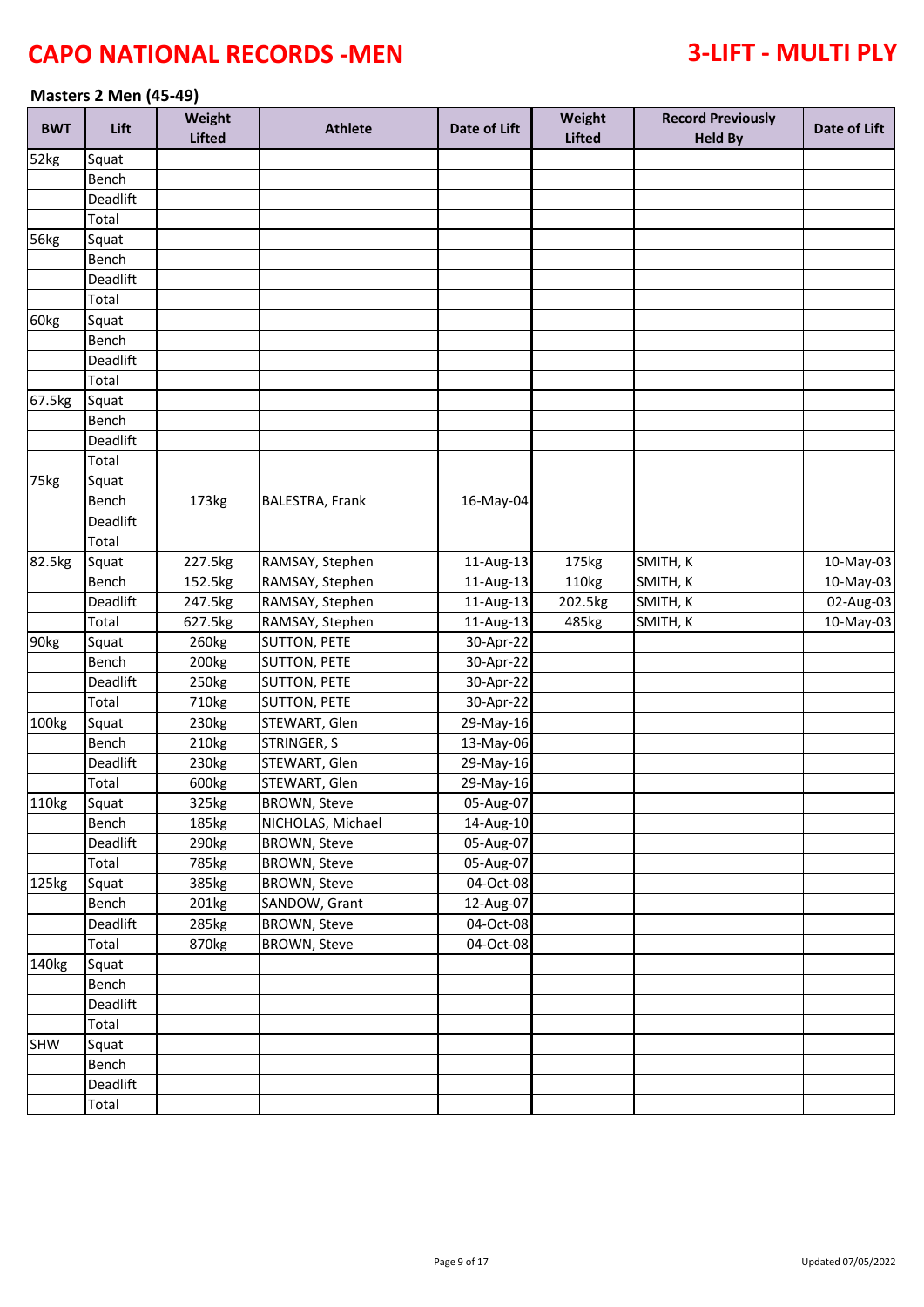# CAPO NATIONAL RECORDS -MEN

# 3-LIFT - MULTI PLY

### Masters 2 Men (45-49)

| BWT | Lift | Weight Lifted | Athlete | Date of Lift | Weight Lifted | Record Previously Held By | Date of Lift |
|---|---|---|---|---|---|---|---|
| 52kg | Squat | | | | | | |
| | Bench | | | | | | |
| | Deadlift | | | | | | |
| | Total | | | | | | |
| 56kg | Squat | | | | | | |
| | Bench | | | | | | |
| | Deadlift | | | | | | |
| | Total | | | | | | |
| 60kg | Squat | | | | | | |
| | Bench | | | | | | |
| | Deadlift | | | | | | |
| | Total | | | | | | |
| 67.5kg | Squat | | | | | | |
| | Bench | | | | | | |
| | Deadlift | | | | | | |
| | Total | | | | | | |
| 75kg | Squat | | | | | | |
| | Bench | 173kg | BALESTRA, Frank | 16-May-04 | | | |
| | Deadlift | | | | | | |
| | Total | | | | | | |
| 82.5kg | Squat | 227.5kg | RAMSAY, Stephen | 11-Aug-13 | 175kg | SMITH, K | 10-May-03 |
| | Bench | 152.5kg | RAMSAY, Stephen | 11-Aug-13 | 110kg | SMITH, K | 10-May-03 |
| | Deadlift | 247.5kg | RAMSAY, Stephen | 11-Aug-13 | 202.5kg | SMITH, K | 02-Aug-03 |
| | Total | 627.5kg | RAMSAY, Stephen | 11-Aug-13 | 485kg | SMITH, K | 10-May-03 |
| 90kg | Squat | 260kg | SUTTON, PETE | 30-Apr-22 | | | |
| | Bench | 200kg | SUTTON, PETE | 30-Apr-22 | | | |
| | Deadlift | 250kg | SUTTON, PETE | 30-Apr-22 | | | |
| | Total | 710kg | SUTTON, PETE | 30-Apr-22 | | | |
| 100kg | Squat | 230kg | STEWART, Glen | 29-May-16 | | | |
| | Bench | 210kg | STRINGER, S | 13-May-06 | | | |
| | Deadlift | 230kg | STEWART, Glen | 29-May-16 | | | |
| | Total | 600kg | STEWART, Glen | 29-May-16 | | | |
| 110kg | Squat | 325kg | BROWN, Steve | 05-Aug-07 | | | |
| | Bench | 185kg | NICHOLAS, Michael | 14-Aug-10 | | | |
| | Deadlift | 290kg | BROWN, Steve | 05-Aug-07 | | | |
| | Total | 785kg | BROWN, Steve | 05-Aug-07 | | | |
| 125kg | Squat | 385kg | BROWN, Steve | 04-Oct-08 | | | |
| | Bench | 201kg | SANDOW, Grant | 12-Aug-07 | | | |
| | Deadlift | 285kg | BROWN, Steve | 04-Oct-08 | | | |
| | Total | 870kg | BROWN, Steve | 04-Oct-08 | | | |
| 140kg | Squat | | | | | | |
| | Bench | | | | | | |
| | Deadlift | | | | | | |
| | Total | | | | | | |
| SHW | Squat | | | | | | |
| | Bench | | | | | | |
| | Deadlift | | | | | | |
| | Total | | | | | | |

Updated 07/05/2022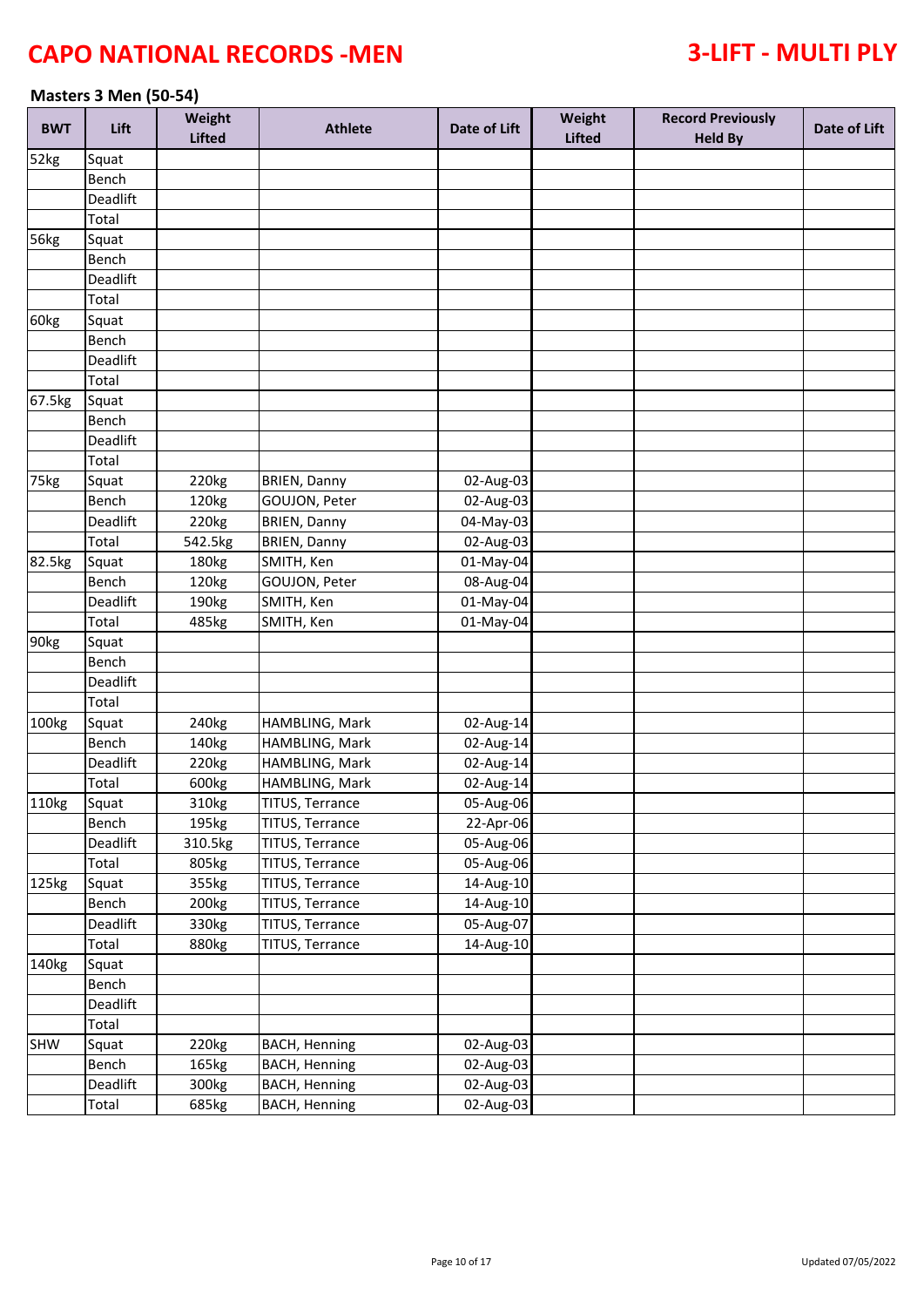# CAPO NATIONAL RECORDS -MEN

# 3-LIFT - MULTI PLY

### Masters 3 Men (50-54)

| BWT | Lift | Weight Lifted | Athlete | Date of Lift | Weight Lifted | Record Previously Held By | Date of Lift |
|---|---|---|---|---|---|---|---|
| 52kg | Squat | | | | | | |
| | Bench | | | | | | |
| | Deadlift | | | | | | |
| | Total | | | | | | |
| 56kg | Squat | | | | | | |
| | Bench | | | | | | |
| | Deadlift | | | | | | |
| | Total | | | | | | |
| 60kg | Squat | | | | | | |
| | Bench | | | | | | |
| | Deadlift | | | | | | |
| | Total | | | | | | |
| 67.5kg | Squat | | | | | | |
| | Bench | | | | | | |
| | Deadlift | | | | | | |
| | Total | | | | | | |
| 75kg | Squat | 220kg | BRIEN, Danny | 02-Aug-03 | | | |
| | Bench | 120kg | GOUJON, Peter | 02-Aug-03 | | | |
| | Deadlift | 220kg | BRIEN, Danny | 04-May-03 | | | |
| | Total | 542.5kg | BRIEN, Danny | 02-Aug-03 | | | |
| 82.5kg | Squat | 180kg | SMITH, Ken | 01-May-04 | | | |
| | Bench | 120kg | GOUJON, Peter | 08-Aug-04 | | | |
| | Deadlift | 190kg | SMITH, Ken | 01-May-04 | | | |
| | Total | 485kg | SMITH, Ken | 01-May-04 | | | |
| 90kg | Squat | | | | | | |
| | Bench | | | | | | |
| | Deadlift | | | | | | |
| | Total | | | | | | |
| 100kg | Squat | 240kg | HAMBLING, Mark | 02-Aug-14 | | | |
| | Bench | 140kg | HAMBLING, Mark | 02-Aug-14 | | | |
| | Deadlift | 220kg | HAMBLING, Mark | 02-Aug-14 | | | |
| | Total | 600kg | HAMBLING, Mark | 02-Aug-14 | | | |
| 110kg | Squat | 310kg | TITUS, Terrance | 05-Aug-06 | | | |
| | Bench | 195kg | TITUS, Terrance | 22-Apr-06 | | | |
| | Deadlift | 310.5kg | TITUS, Terrance | 05-Aug-06 | | | |
| | Total | 805kg | TITUS, Terrance | 05-Aug-06 | | | |
| 125kg | Squat | 355kg | TITUS, Terrance | 14-Aug-10 | | | |
| | Bench | 200kg | TITUS, Terrance | 14-Aug-10 | | | |
| | Deadlift | 330kg | TITUS, Terrance | 05-Aug-07 | | | |
| | Total | 880kg | TITUS, Terrance | 14-Aug-10 | | | |
| 140kg | Squat | | | | | | |
| | Bench | | | | | | |
| | Deadlift | | | | | | |
| | Total | | | | | | |
| SHW | Squat | 220kg | BACH, Henning | 02-Aug-03 | | | |
| | Bench | 165kg | BACH, Henning | 02-Aug-03 | | | |
| | Deadlift | 300kg | BACH, Henning | 02-Aug-03 | | | |
| | Total | 685kg | BACH, Henning | 02-Aug-03 | | | |

Updated 07/05/2022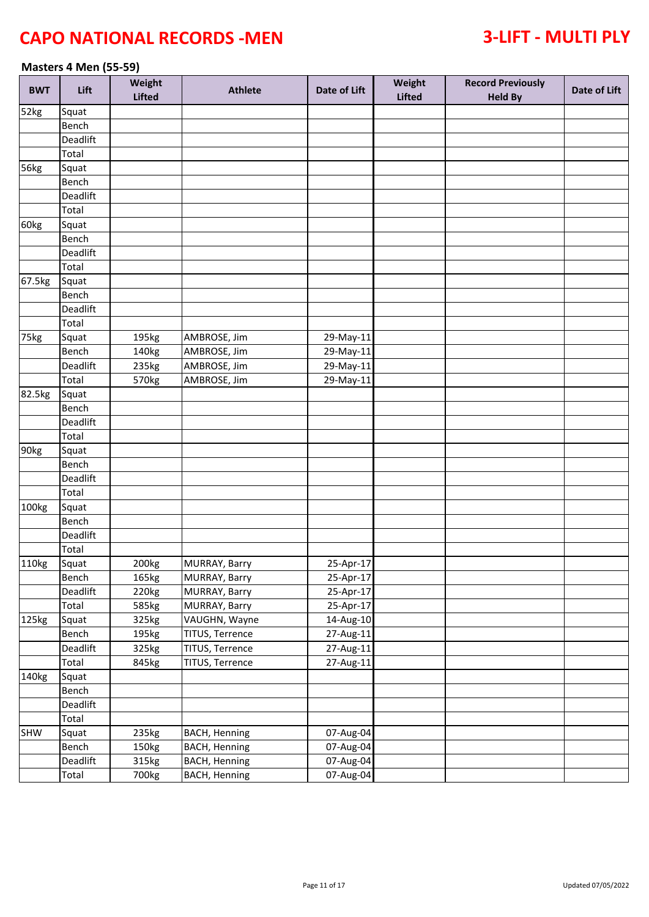# CAPO NATIONAL RECORDS -MEN

# 3-LIFT - MULTI PLY

## Masters 4 Men (55-59)

| BWT | Lift | Weight Lifted | Athlete | Date of Lift | Weight Lifted | Record Previously Held By | Date of Lift |
|---|---|---|---|---|---|---|---|
| 52kg | Squat | | | | | | |
| | Bench | | | | | | |
| | Deadlift | | | | | | |
| | Total | | | | | | |
| 56kg | Squat | | | | | | |
| | Bench | | | | | | |
| | Deadlift | | | | | | |
| | Total | | | | | | |
| 60kg | Squat | | | | | | |
| | Bench | | | | | | |
| | Deadlift | | | | | | |
| | Total | | | | | | |
| 67.5kg | Squat | | | | | | |
| | Bench | | | | | | |
| | Deadlift | | | | | | |
| | Total | | | | | | |
| 75kg | Squat | 195kg | AMBROSE, Jim | 29-May-11 | | | |
| | Bench | 140kg | AMBROSE, Jim | 29-May-11 | | | |
| | Deadlift | 235kg | AMBROSE, Jim | 29-May-11 | | | |
| | Total | 570kg | AMBROSE, Jim | 29-May-11 | | | |
| 82.5kg | Squat | | | | | | |
| | Bench | | | | | | |
| | Deadlift | | | | | | |
| | Total | | | | | | |
| 90kg | Squat | | | | | | |
| | Bench | | | | | | |
| | Deadlift | | | | | | |
| | Total | | | | | | |
| 100kg | Squat | | | | | | |
| | Bench | | | | | | |
| | Deadlift | | | | | | |
| | Total | | | | | | |
| 110kg | Squat | 200kg | MURRAY, Barry | 25-Apr-17 | | | |
| | Bench | 165kg | MURRAY, Barry | 25-Apr-17 | | | |
| | Deadlift | 220kg | MURRAY, Barry | 25-Apr-17 | | | |
| | Total | 585kg | MURRAY, Barry | 25-Apr-17 | | | |
| 125kg | Squat | 325kg | VAUGHN, Wayne | 14-Aug-10 | | | |
| | Bench | 195kg | TITUS, Terrence | 27-Aug-11 | | | |
| | Deadlift | 325kg | TITUS, Terrence | 27-Aug-11 | | | |
| | Total | 845kg | TITUS, Terrence | 27-Aug-11 | | | |
| 140kg | Squat | | | | | | |
| | Bench | | | | | | |
| | Deadlift | | | | | | |
| | Total | | | | | | |
| SHW | Squat | 235kg | BACH, Henning | 07-Aug-04 | | | |
| | Bench | 150kg | BACH, Henning | 07-Aug-04 | | | |
| | Deadlift | 315kg | BACH, Henning | 07-Aug-04 | | | |
| | Total | 700kg | BACH, Henning | 07-Aug-04 | | | |

Updated 07/05/2022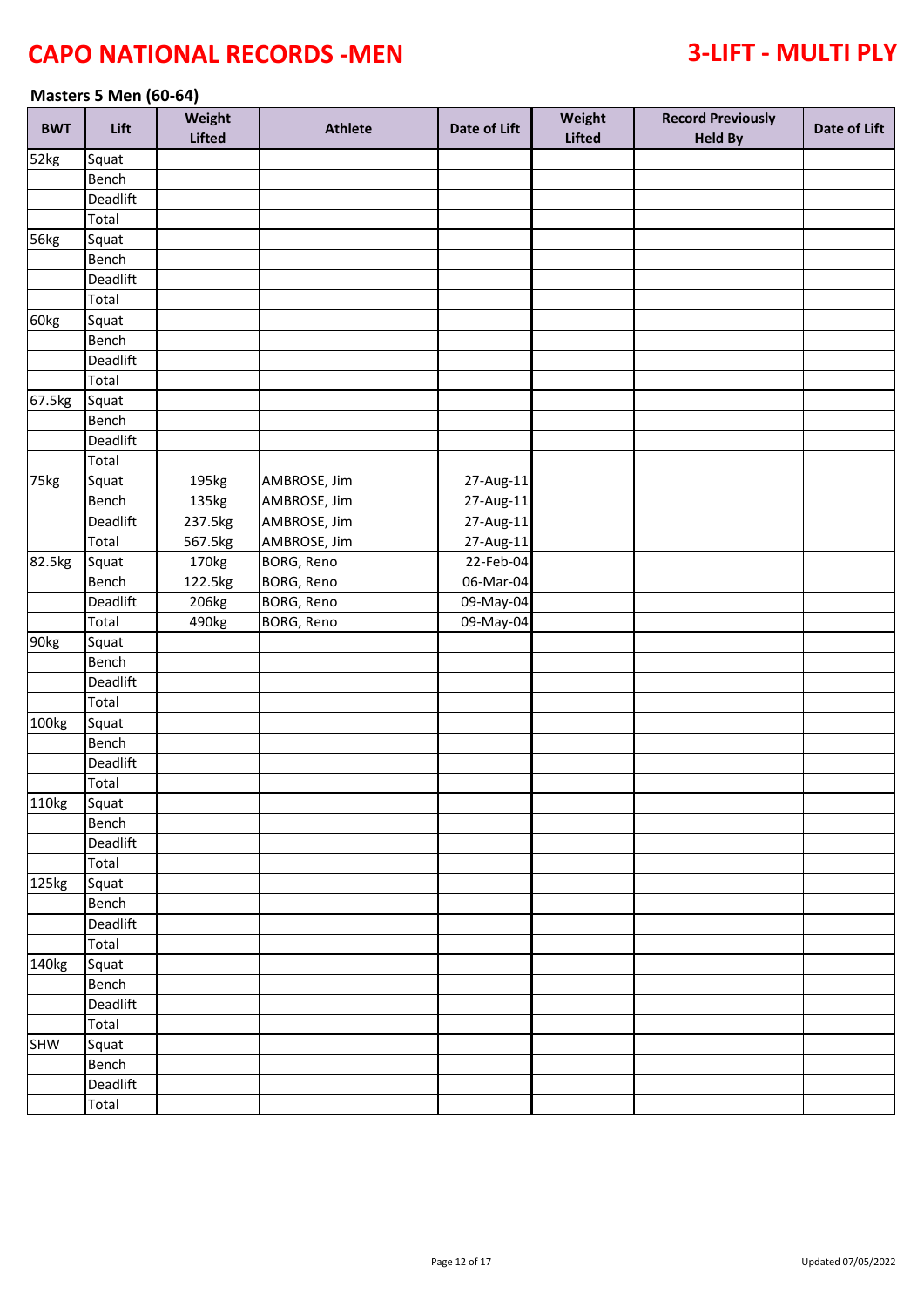# CAPO NATIONAL RECORDS -MEN

# 3-LIFT - MULTI PLY

### Masters 5 Men (60-64)

| BWT | Lift | Weight Lifted | Athlete | Date of Lift | Weight Lifted | Record Previously Held By | Date of Lift |
|---|---|---|---|---|---|---|---|
| 52kg | Squat | | | | | | |
| | Bench | | | | | | |
| | Deadlift | | | | | | |
| | Total | | | | | | |
| 56kg | Squat | | | | | | |
| | Bench | | | | | | |
| | Deadlift | | | | | | |
| | Total | | | | | | |
| 60kg | Squat | | | | | | |
| | Bench | | | | | | |
| | Deadlift | | | | | | |
| | Total | | | | | | |
| 67.5kg | Squat | | | | | | |
| | Bench | | | | | | |
| | Deadlift | | | | | | |
| | Total | | | | | | |
| 75kg | Squat | 195kg | AMBROSE, Jim | 27-Aug-11 | | | |
| | Bench | 135kg | AMBROSE, Jim | 27-Aug-11 | | | |
| | Deadlift | 237.5kg | AMBROSE, Jim | 27-Aug-11 | | | |
| | Total | 567.5kg | AMBROSE, Jim | 27-Aug-11 | | | |
| 82.5kg | Squat | 170kg | BORG, Reno | 22-Feb-04 | | | |
| | Bench | 122.5kg | BORG, Reno | 06-Mar-04 | | | |
| | Deadlift | 206kg | BORG, Reno | 09-May-04 | | | |
| | Total | 490kg | BORG, Reno | 09-May-04 | | | |
| 90kg | Squat | | | | | | |
| | Bench | | | | | | |
| | Deadlift | | | | | | |
| | Total | | | | | | |
| 100kg | Squat | | | | | | |
| | Bench | | | | | | |
| | Deadlift | | | | | | |
| | Total | | | | | | |
| 110kg | Squat | | | | | | |
| | Bench | | | | | | |
| | Deadlift | | | | | | |
| | Total | | | | | | |
| 125kg | Squat | | | | | | |
| | Bench | | | | | | |
| | Deadlift | | | | | | |
| | Total | | | | | | |
| 140kg | Squat | | | | | | |
| | Bench | | | | | | |
| | Deadlift | | | | | | |
| | Total | | | | | | |
| SHW | Squat | | | | | | |
| | Bench | | | | | | |
| | Deadlift | | | | | | |
| | Total | | | | | | |

Updated 07/05/2022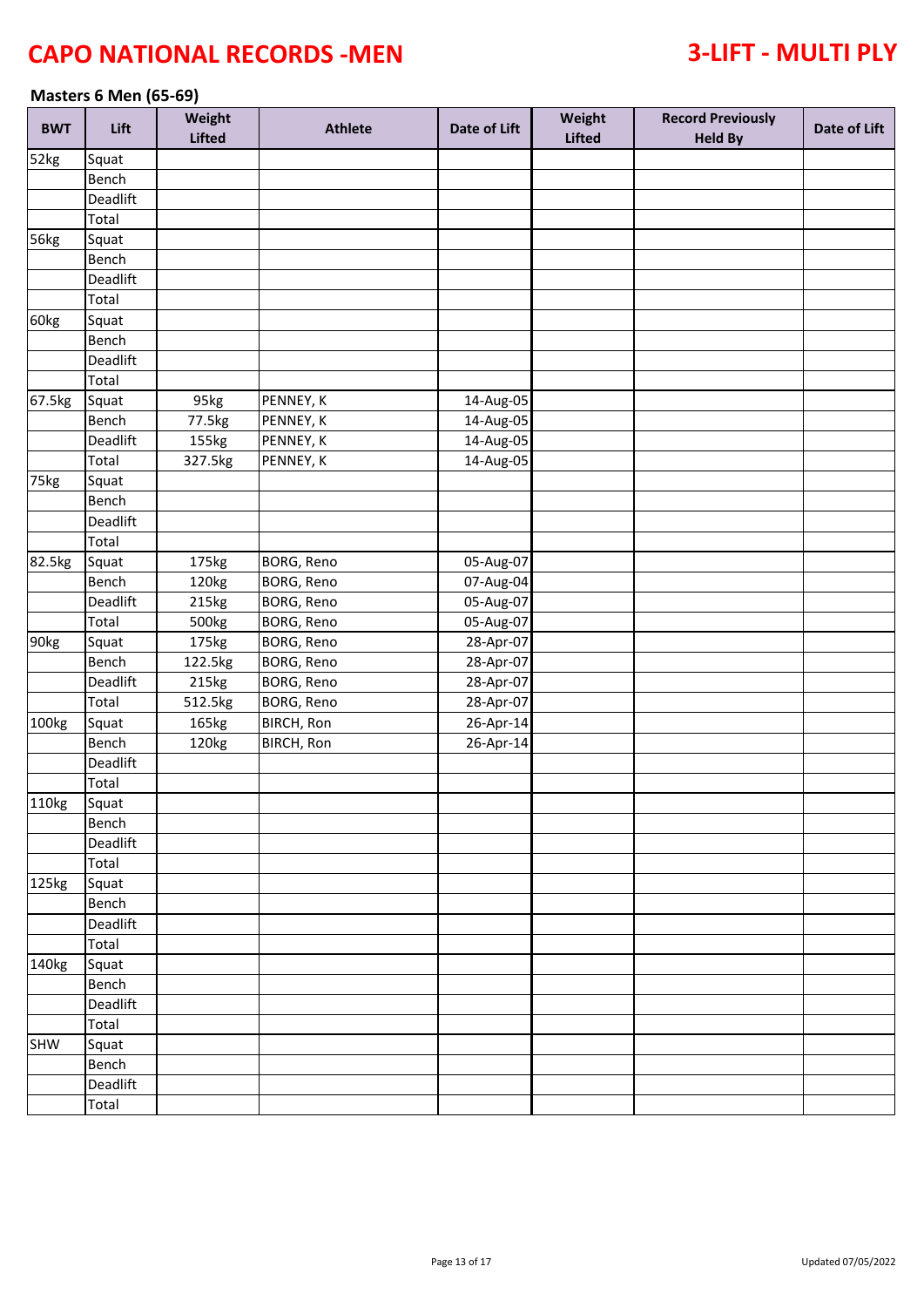# CAPO NATIONAL RECORDS -MEN

# 3-LIFT - MULTI PLY

### Masters 6 Men (65-69)

| BWT | Lift | Weight Lifted | Athlete | Date of Lift | Weight Lifted | Record Previously Held By | Date of Lift |
|---|---|---|---|---|---|---|---|
| 52kg | Squat | | | | | | |
| | Bench | | | | | | |
| | Deadlift | | | | | | |
| | Total | | | | | | |
| 56kg | Squat | | | | | | |
| | Bench | | | | | | |
| | Deadlift | | | | | | |
| | Total | | | | | | |
| 60kg | Squat | | | | | | |
| | Bench | | | | | | |
| | Deadlift | | | | | | |
| | Total | | | | | | |
| 67.5kg | Squat | 95kg | PENNEY, K | 14-Aug-05 | | | |
| | Bench | 77.5kg | PENNEY, K | 14-Aug-05 | | | |
| | Deadlift | 155kg | PENNEY, K | 14-Aug-05 | | | |
| | Total | 327.5kg | PENNEY, K | 14-Aug-05 | | | |
| 75kg | Squat | | | | | | |
| | Bench | | | | | | |
| | Deadlift | | | | | | |
| | Total | | | | | | |
| 82.5kg | Squat | 175kg | BORG, Reno | 05-Aug-07 | | | |
| | Bench | 120kg | BORG, Reno | 07-Aug-04 | | | |
| | Deadlift | 215kg | BORG, Reno | 05-Aug-07 | | | |
| | Total | 500kg | BORG, Reno | 05-Aug-07 | | | |
| 90kg | Squat | 175kg | BORG, Reno | 28-Apr-07 | | | |
| | Bench | 122.5kg | BORG, Reno | 28-Apr-07 | | | |
| | Deadlift | 215kg | BORG, Reno | 28-Apr-07 | | | |
| | Total | 512.5kg | BORG, Reno | 28-Apr-07 | | | |
| 100kg | Squat | 165kg | BIRCH, Ron | 26-Apr-14 | | | |
| | Bench | 120kg | BIRCH, Ron | 26-Apr-14 | | | |
| | Deadlift | | | | | | |
| | Total | | | | | | |
| 110kg | Squat | | | | | | |
| | Bench | | | | | | |
| | Deadlift | | | | | | |
| | Total | | | | | | |
| 125kg | Squat | | | | | | |
| | Bench | | | | | | |
| | Deadlift | | | | | | |
| | Total | | | | | | |
| 140kg | Squat | | | | | | |
| | Bench | | | | | | |
| | Deadlift | | | | | | |
| | Total | | | | | | |
| SHW | Squat | | | | | | |
| | Bench | | | | | | |
| | Deadlift | | | | | | |
| | Total | | | | | | |

Updated 07/05/2022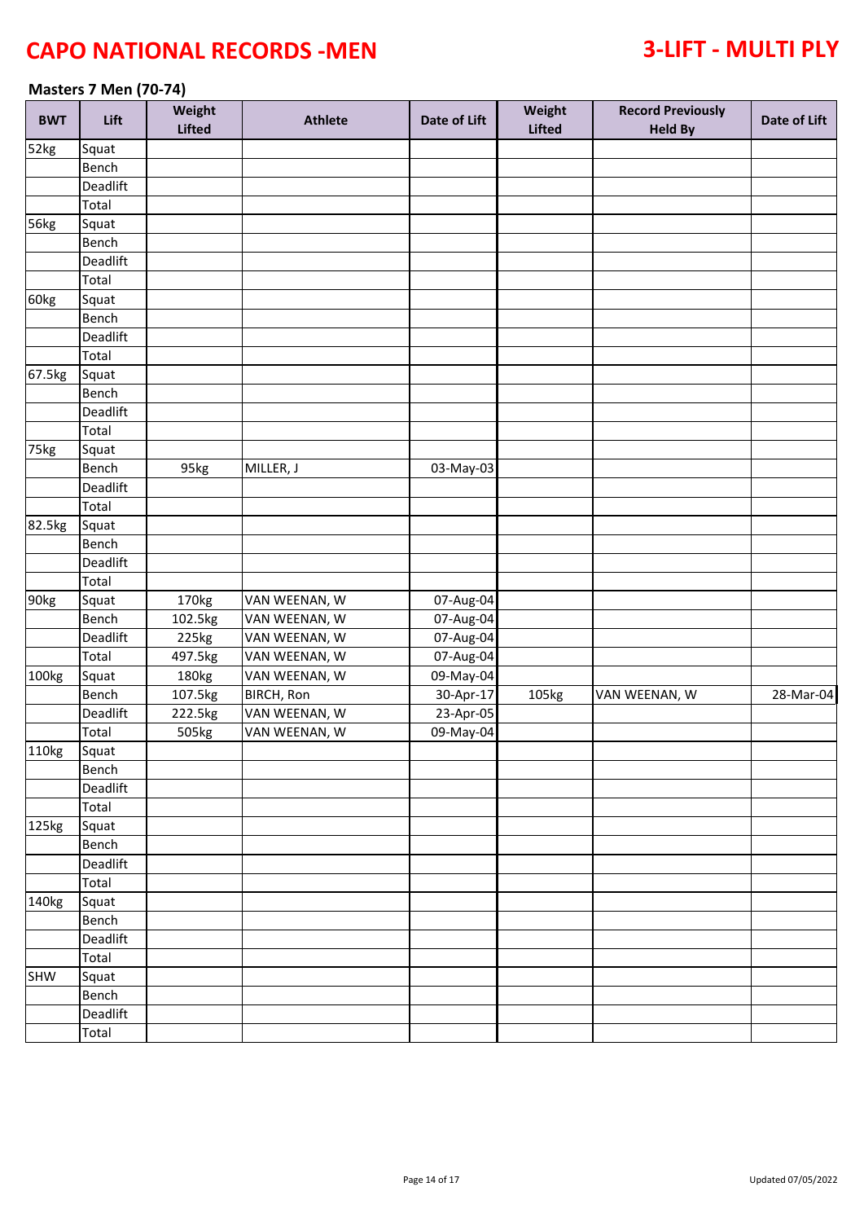# CAPO NATIONAL RECORDS -MEN

# 3-LIFT - MULTI PLY

### Masters 7 Men (70-74)

| BWT | Lift | Weight Lifted | Athlete | Date of Lift | Weight Lifted | Record Previously Held By | Date of Lift |
|---|---|---|---|---|---|---|---|
| 52kg | Squat | | | | | | |
| | Bench | | | | | | |
| | Deadlift | | | | | | |
| | Total | | | | | | |
| 56kg | Squat | | | | | | |
| | Bench | | | | | | |
| | Deadlift | | | | | | |
| | Total | | | | | | |
| 60kg | Squat | | | | | | |
| | Bench | | | | | | |
| | Deadlift | | | | | | |
| | Total | | | | | | |
| 67.5kg | Squat | | | | | | |
| | Bench | | | | | | |
| | Deadlift | | | | | | |
| | Total | | | | | | |
| 75kg | Squat | | | | | | |
| | Bench | 95kg | MILLER, J | 03-May-03 | | | |
| | Deadlift | | | | | | |
| | Total | | | | | | |
| 82.5kg | Squat | | | | | | |
| | Bench | | | | | | |
| | Deadlift | | | | | | |
| | Total | | | | | | |
| 90kg | Squat | 170kg | VAN WEENAN, W | 07-Aug-04 | | | |
| | Bench | 102.5kg | VAN WEENAN, W | 07-Aug-04 | | | |
| | Deadlift | 225kg | VAN WEENAN, W | 07-Aug-04 | | | |
| | Total | 497.5kg | VAN WEENAN, W | 07-Aug-04 | | | |
| 100kg | Squat | 180kg | VAN WEENAN, W | 09-May-04 | | | |
| | Bench | 107.5kg | BIRCH, Ron | 30-Apr-17 | 105kg | VAN WEENAN, W | 28-Mar-04 |
| | Deadlift | 222.5kg | VAN WEENAN, W | 23-Apr-05 | | | |
| | Total | 505kg | VAN WEENAN, W | 09-May-04 | | | |
| 110kg | Squat | | | | | | |
| | Bench | | | | | | |
| | Deadlift | | | | | | |
| | Total | | | | | | |
| 125kg | Squat | | | | | | |
| | Bench | | | | | | |
| | Deadlift | | | | | | |
| | Total | | | | | | |
| 140kg | Squat | | | | | | |
| | Bench | | | | | | |
| | Deadlift | | | | | | |
| | Total | | | | | | |
| SHW | Squat | | | | | | |
| | Bench | | | | | | |
| | Deadlift | | | | | | |
| | Total | | | | | | |

Updated 07/05/2022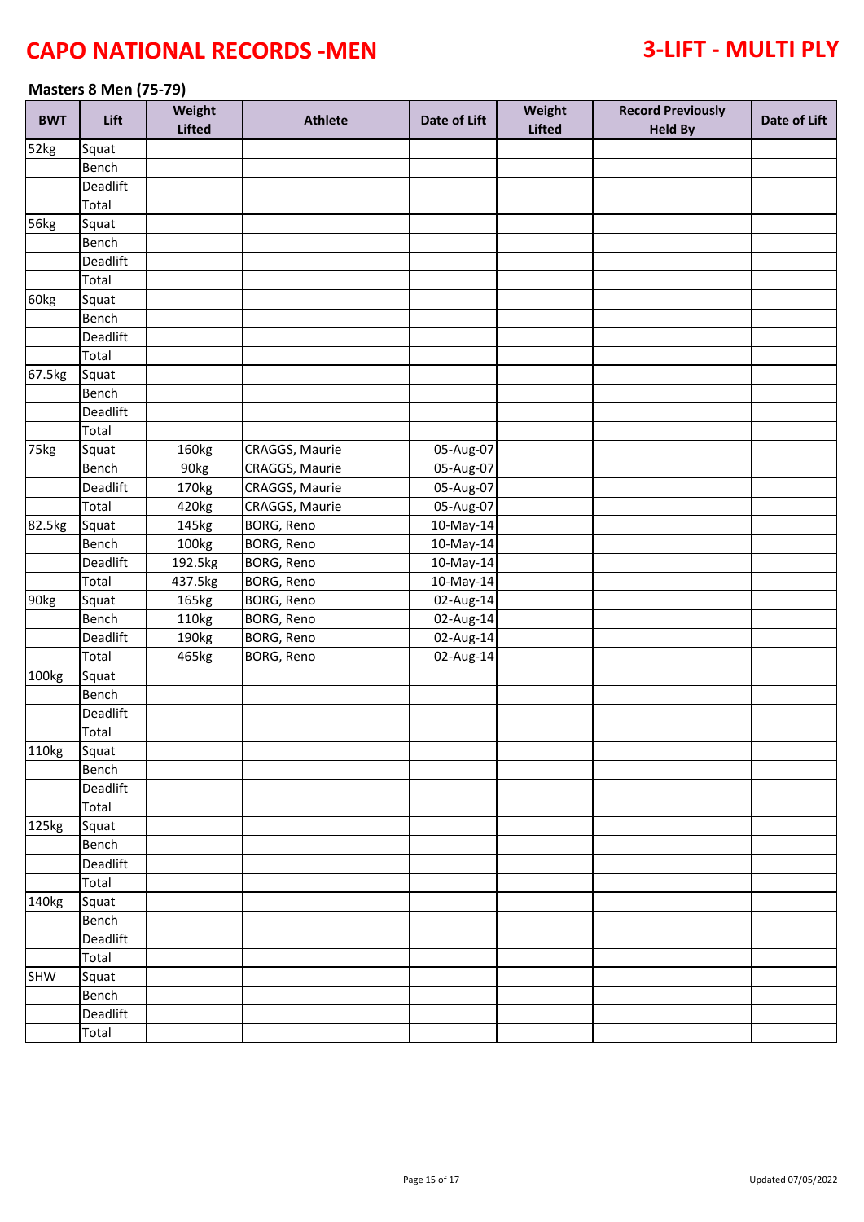# CAPO NATIONAL RECORDS -MEN

# 3-LIFT - MULTI PLY

### Masters 8 Men (75-79)

| BWT | Lift | Weight Lifted | Athlete | Date of Lift | Weight Lifted | Record Previously Held By | Date of Lift |
|---|---|---|---|---|---|---|---|
| 52kg | Squat | | | | | | |
| | Bench | | | | | | |
| | Deadlift | | | | | | |
| | Total | | | | | | |
| 56kg | Squat | | | | | | |
| | Bench | | | | | | |
| | Deadlift | | | | | | |
| | Total | | | | | | |
| 60kg | Squat | | | | | | |
| | Bench | | | | | | |
| | Deadlift | | | | | | |
| | Total | | | | | | |
| 67.5kg | Squat | | | | | | |
| | Bench | | | | | | |
| | Deadlift | | | | | | |
| | Total | | | | | | |
| 75kg | Squat | 160kg | CRAGGS, Maurie | 05-Aug-07 | | | |
| | Bench | 90kg | CRAGGS, Maurie | 05-Aug-07 | | | |
| | Deadlift | 170kg | CRAGGS, Maurie | 05-Aug-07 | | | |
| | Total | 420kg | CRAGGS, Maurie | 05-Aug-07 | | | |
| 82.5kg | Squat | 145kg | BORG, Reno | 10-May-14 | | | |
| | Bench | 100kg | BORG, Reno | 10-May-14 | | | |
| | Deadlift | 192.5kg | BORG, Reno | 10-May-14 | | | |
| | Total | 437.5kg | BORG, Reno | 10-May-14 | | | |
| 90kg | Squat | 165kg | BORG, Reno | 02-Aug-14 | | | |
| | Bench | 110kg | BORG, Reno | 02-Aug-14 | | | |
| | Deadlift | 190kg | BORG, Reno | 02-Aug-14 | | | |
| | Total | 465kg | BORG, Reno | 02-Aug-14 | | | |
| 100kg | Squat | | | | | | |
| | Bench | | | | | | |
| | Deadlift | | | | | | |
| | Total | | | | | | |
| 110kg | Squat | | | | | | |
| | Bench | | | | | | |
| | Deadlift | | | | | | |
| | Total | | | | | | |
| 125kg | Squat | | | | | | |
| | Bench | | | | | | |
| | Deadlift | | | | | | |
| | Total | | | | | | |
| 140kg | Squat | | | | | | |
| | Bench | | | | | | |
| | Deadlift | | | | | | |
| | Total | | | | | | |
| SHW | Squat | | | | | | |
| | Bench | | | | | | |
| | Deadlift | | | | | | |
| | Total | | | | | | |

Updated 07/05/2022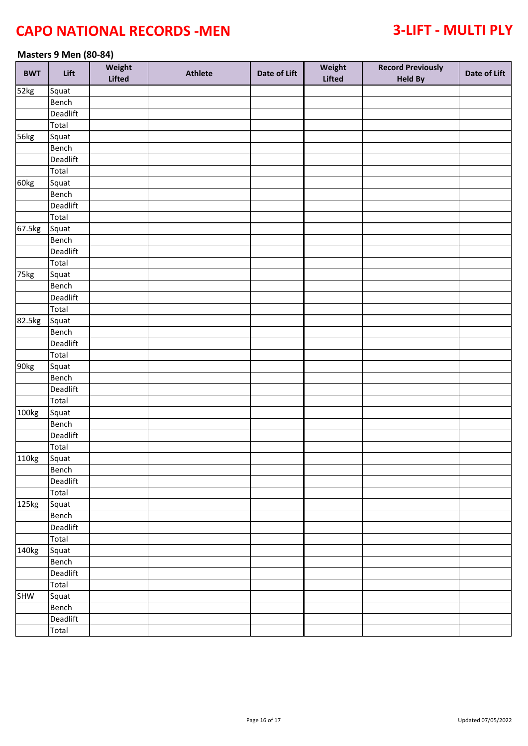# CAPO NATIONAL RECORDS -MEN

# 3-LIFT - MULTI PLY

### Masters 9 Men (80-84)

| BWT | Lift | Weight Lifted | Athlete | Date of Lift | Weight Lifted | Record Previously Held By | Date of Lift |
|---|---|---|---|---|---|---|---|
| 52kg | Squat | | | | | | |
| | Bench | | | | | | |
| | Deadlift | | | | | | |
| | Total | | | | | | |
| 56kg | Squat | | | | | | |
| | Bench | | | | | | |
| | Deadlift | | | | | | |
| | Total | | | | | | |
| 60kg | Squat | | | | | | |
| | Bench | | | | | | |
| | Deadlift | | | | | | |
| | Total | | | | | | |
| 67.5kg | Squat | | | | | | |
| | Bench | | | | | | |
| | Deadlift | | | | | | |
| | Total | | | | | | |
| 75kg | Squat | | | | | | |
| | Bench | | | | | | |
| | Deadlift | | | | | | |
| | Total | | | | | | |
| 82.5kg | Squat | | | | | | |
| | Bench | | | | | | |
| | Deadlift | | | | | | |
| | Total | | | | | | |
| 90kg | Squat | | | | | | |
| | Bench | | | | | | |
| | Deadlift | | | | | | |
| | Total | | | | | | |
| 100kg | Squat | | | | | | |
| | Bench | | | | | | |
| | Deadlift | | | | | | |
| | Total | | | | | | |
| 110kg | Squat | | | | | | |
| | Bench | | | | | | |
| | Deadlift | | | | | | |
| | Total | | | | | | |
| 125kg | Squat | | | | | | |
| | Bench | | | | | | |
| | Deadlift | | | | | | |
| | Total | | | | | | |
| 140kg | Squat | | | | | | |
| | Bench | | | | | | |
| | Deadlift | | | | | | |
| | Total | | | | | | |
| SHW | Squat | | | | | | |
| | Bench | | | | | | |
| | Deadlift | | | | | | |
| | Total | | | | | | |

Updated 07/05/2022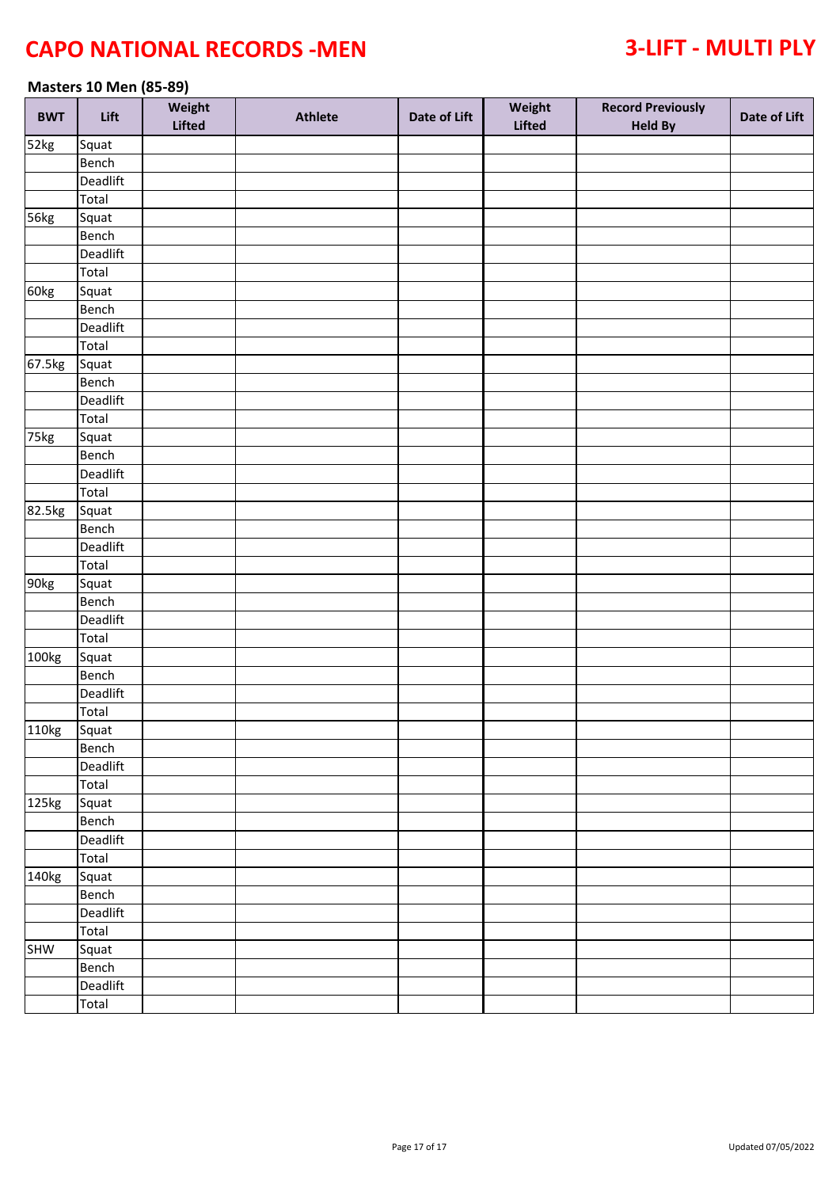# CAPO NATIONAL RECORDS -MEN

# 3-LIFT - MULTI PLY

### Masters 10 Men (85-89)

| BWT | Lift | Weight Lifted | Athlete | Date of Lift | Weight Lifted | Record Previously Held By | Date of Lift |
|---|---|---|---|---|---|---|---|
| 52kg | Squat | | | | | | |
| | Bench | | | | | | |
| | Deadlift | | | | | | |
| | Total | | | | | | |
| 56kg | Squat | | | | | | |
| | Bench | | | | | | |
| | Deadlift | | | | | | |
| | Total | | | | | | |
| 60kg | Squat | | | | | | |
| | Bench | | | | | | |
| | Deadlift | | | | | | |
| | Total | | | | | | |
| 67.5kg | Squat | | | | | | |
| | Bench | | | | | | |
| | Deadlift | | | | | | |
| | Total | | | | | | |
| 75kg | Squat | | | | | | |
| | Bench | | | | | | |
| | Deadlift | | | | | | |
| | Total | | | | | | |
| 82.5kg | Squat | | | | | | |
| | Bench | | | | | | |
| | Deadlift | | | | | | |
| | Total | | | | | | |
| 90kg | Squat | | | | | | |
| | Bench | | | | | | |
| | Deadlift | | | | | | |
| | Total | | | | | | |
| 100kg | Squat | | | | | | |
| | Bench | | | | | | |
| | Deadlift | | | | | | |
| | Total | | | | | | |
| 110kg | Squat | | | | | | |
| | Bench | | | | | | |
| | Deadlift | | | | | | |
| | Total | | | | | | |
| 125kg | Squat | | | | | | |
| | Bench | | | | | | |
| | Deadlift | | | | | | |
| | Total | | | | | | |
| 140kg | Squat | | | | | | |
| | Bench | | | | | | |
| | Deadlift | | | | | | |
| | Total | | | | | | |
| SHW | Squat | | | | | | |
| | Bench | | | | | | |
| | Deadlift | | | | | | |
| | Total | | | | | | |

Updated 07/05/2022